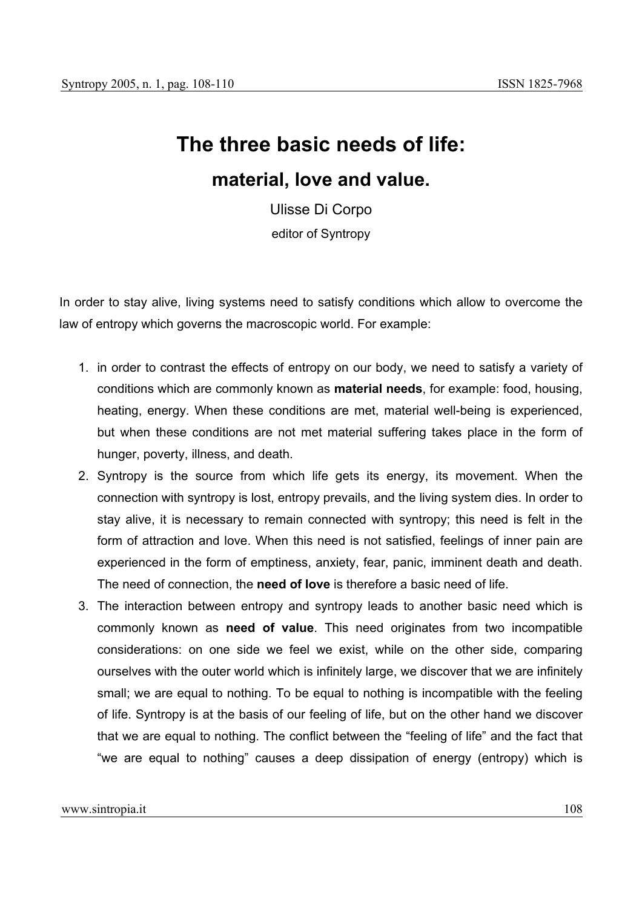# The three basic needs of life:

## material, love and value.

Ulisse Di Corpo

editor of Syntropy

In order to stay alive, living systems need to satisfy conditions which allow to overcome the law of entropy which governs the macroscopic world. For example:

1. in order to contrast the effects of entropy on our body, we need to satisfy a variety of conditions which are commonly known as **material needs**, for example: food, housing, heating, energy. When these conditions are met, material well-being is experienced, but when these conditions are not met material suffering takes place in the form of hunger, poverty, illness, and death.
2. Syntropy is the source from which life gets its energy, its movement. When the connection with syntropy is lost, entropy prevails, and the living system dies. In order to stay alive, it is necessary to remain connected with syntropy; this need is felt in the form of attraction and love. When this need is not satisfied, feelings of inner pain are experienced in the form of emptiness, anxiety, fear, panic, imminent death and death. The need of connection, the **need of love** is therefore a basic need of life.
3. The interaction between entropy and syntropy leads to another basic need which is commonly known as **need of value**. This need originates from two incompatible considerations: on one side we feel we exist, while on the other side, comparing ourselves with the outer world which is infinitely large, we discover that we are infinitely small; we are equal to nothing. To be equal to nothing is incompatible with the feeling of life. Syntropy is at the basis of our feeling of life, but on the other hand we discover that we are equal to nothing. The conflict between the "feeling of life" and the fact that "we are equal to nothing" causes a deep dissipation of energy (entropy) which is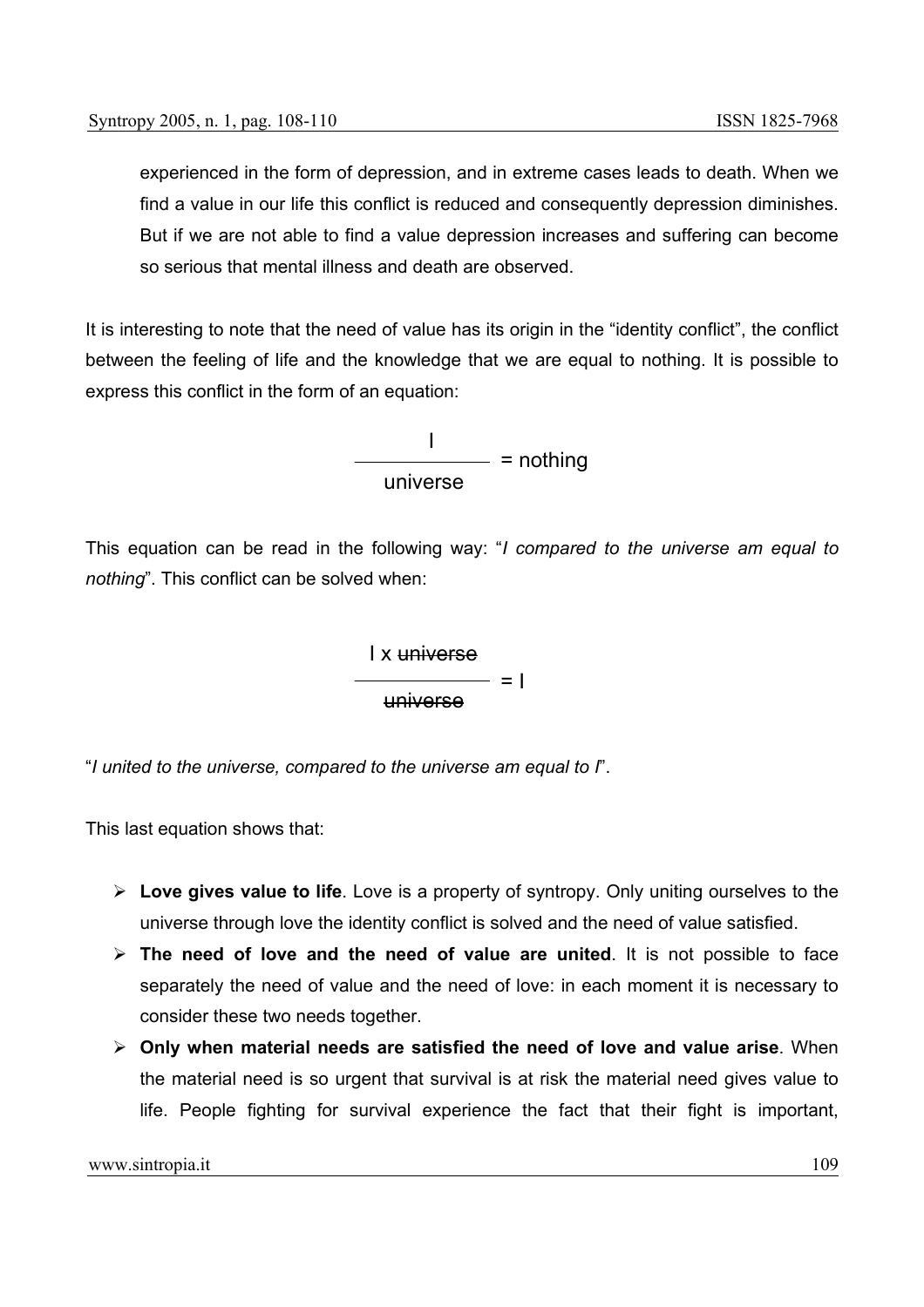experienced in the form of depression, and in extreme cases leads to death. When we find a value in our life this conflict is reduced and consequently depression diminishes. But if we are not able to find a value depression increases and suffering can become so serious that mental illness and death are observed.

It is interesting to note that the need of value has its origin in the "identity conflict", the conflict between the feeling of life and the knowledge that we are equal to nothing. It is possible to express this conflict in the form of an equation:

$$\frac{\text{I}}{\text{universe}} = \text{nothing}$$

This equation can be read in the following way: "*I compared to the universe am equal to nothing*". This conflict can be solved when:

$$\frac{\text{I x } \require{cancel}\cancel{\text{universe}}}{\cancel{\text{universe}}} = \text{I}$$

"*I united to the universe, compared to the universe am equal to I*".

This last equation shows that:

- **Love gives value to life**. Love is a property of syntropy. Only uniting ourselves to the universe through love the identity conflict is solved and the need of value satisfied.
- **The need of love and the need of value are united**. It is not possible to face separately the need of value and the need of love: in each moment it is necessary to consider these two needs together.
- **Only when material needs are satisfied the need of love and value arise**. When the material need is so urgent that survival is at risk the material need gives value to life. People fighting for survival experience the fact that their fight is important,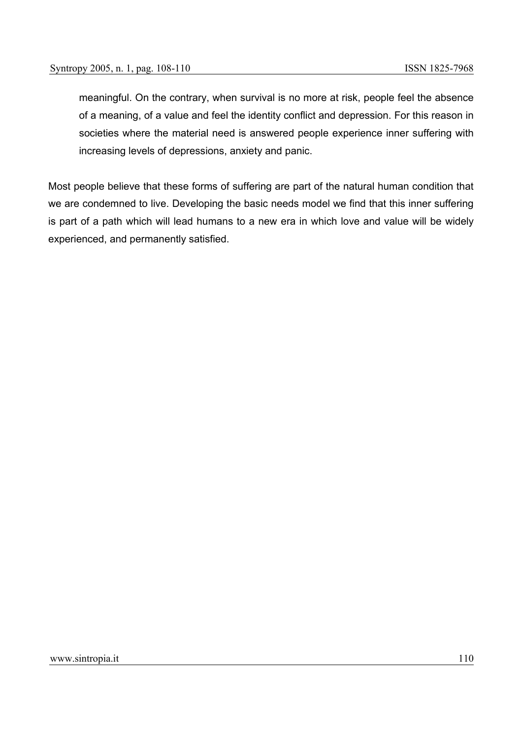> meaningful. On the contrary, when survival is no more at risk, people feel the absence of a meaning, of a value and feel the identity conflict and depression. For this reason in societies where the material need is answered people experience inner suffering with increasing levels of depressions, anxiety and panic.

Most people believe that these forms of suffering are part of the natural human condition that we are condemned to live. Developing the basic needs model we find that this inner suffering is part of a path which will lead humans to a new era in which love and value will be widely experienced, and permanently satisfied.